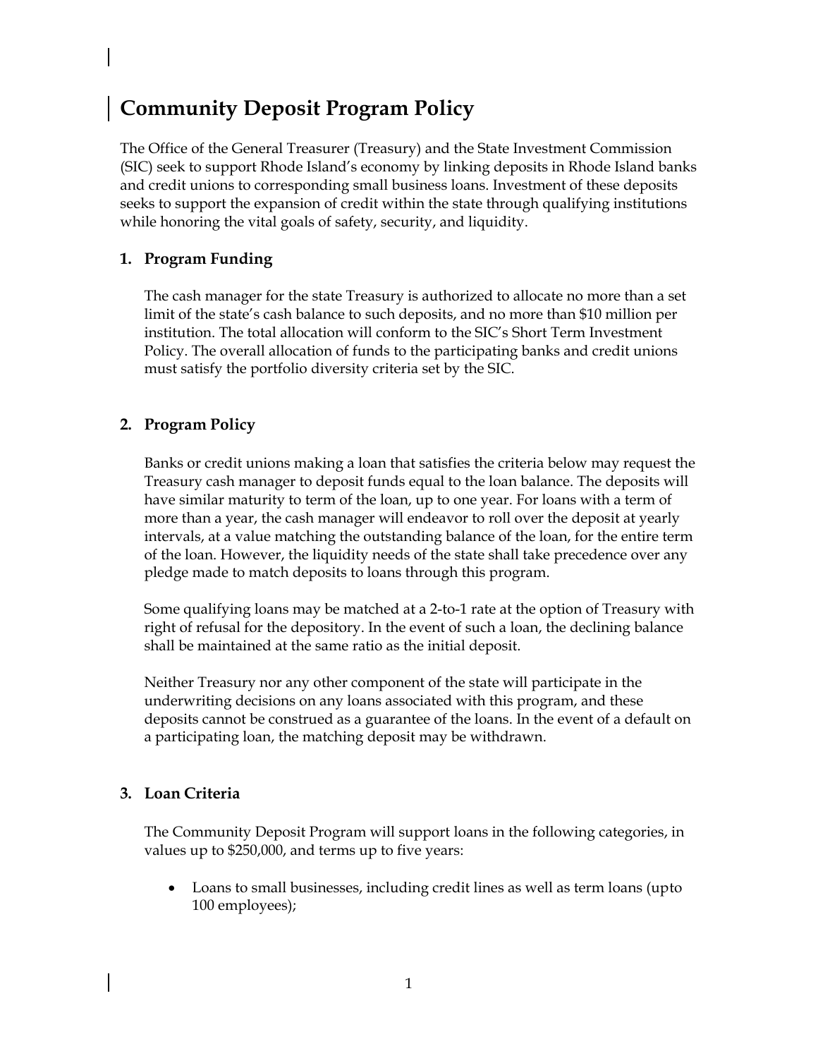# Community Deposit Program Policy

The Office of the General Treasurer (Treasury) and the State Investment Commission (SIC) seek to support Rhode Island's economy by linking deposits in Rhode Island banks and credit unions to corresponding small business loans. Investment of these deposits seeks to support the expansion of credit within the state through qualifying institutions while honoring the vital goals of safety, security, and liquidity.

## 1. Program Funding

The cash manager for the state Treasury is authorized to allocate no more than a set limit of the state's cash balance to such deposits, and no more than $10 million per institution. The total allocation will conform to the SIC's Short Term Investment Policy. The overall allocation of funds to the participating banks and credit unions must satisfy the portfolio diversity criteria set by the SIC.

## 2. Program Policy

Banks or credit unions making a loan that satisfies the criteria below may request the Treasury cash manager to deposit funds equal to the loan balance. The deposits will have similar maturity to term of the loan, up to one year. For loans with a term of more than a year, the cash manager will endeavor to roll over the deposit at yearly intervals, at a value matching the outstanding balance of the loan, for the entire term of the loan. However, the liquidity needs of the state shall take precedence over any pledge made to match deposits to loans through this program.

Some qualifying loans may be matched at a 2-to-1 rate at the option of Treasury with right of refusal for the depository. In the event of such a loan, the declining balance shall be maintained at the same ratio as the initial deposit.

Neither Treasury nor any other component of the state will participate in the underwriting decisions on any loans associated with this program, and these deposits cannot be construed as a guarantee of the loans. In the event of a default on a participating loan, the matching deposit may be withdrawn.

## 3. Loan Criteria

The Community Deposit Program will support loans in the following categories, in values up to $250,000, and terms up to five years:

- Loans to small businesses, including credit lines as well as term loans (upto 100 employees);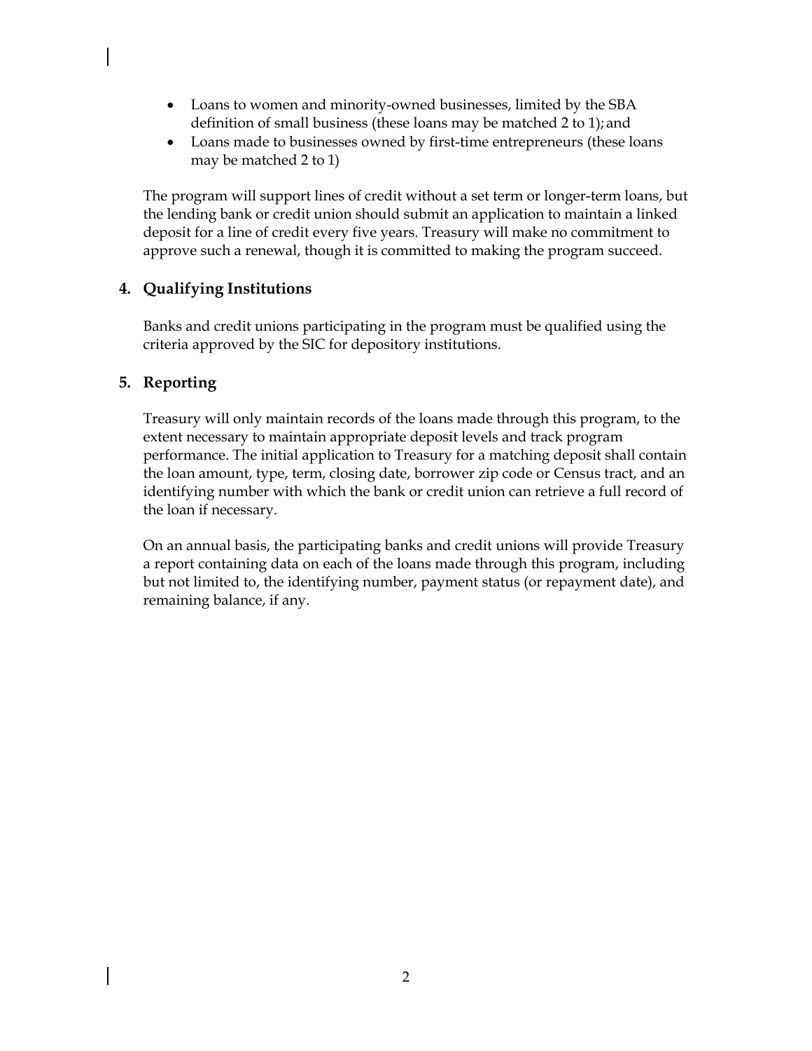- Loans to women and minority-owned businesses, limited by the SBA definition of small business (these loans may be matched 2 to 1); and
- Loans made to businesses owned by first-time entrepreneurs (these loans may be matched 2 to 1)

The program will support lines of credit without a set term or longer-term loans, but the lending bank or credit union should submit an application to maintain a linked deposit for a line of credit every five years. Treasury will make no commitment to approve such a renewal, though it is committed to making the program succeed.

## 4. Qualifying Institutions

Banks and credit unions participating in the program must be qualified using the criteria approved by the SIC for depository institutions.

## 5. Reporting

Treasury will only maintain records of the loans made through this program, to the extent necessary to maintain appropriate deposit levels and track program performance. The initial application to Treasury for a matching deposit shall contain the loan amount, type, term, closing date, borrower zip code or Census tract, and an identifying number with which the bank or credit union can retrieve a full record of the loan if necessary.

On an annual basis, the participating banks and credit unions will provide Treasury a report containing data on each of the loans made through this program, including but not limited to, the identifying number, payment status (or repayment date), and remaining balance, if any.